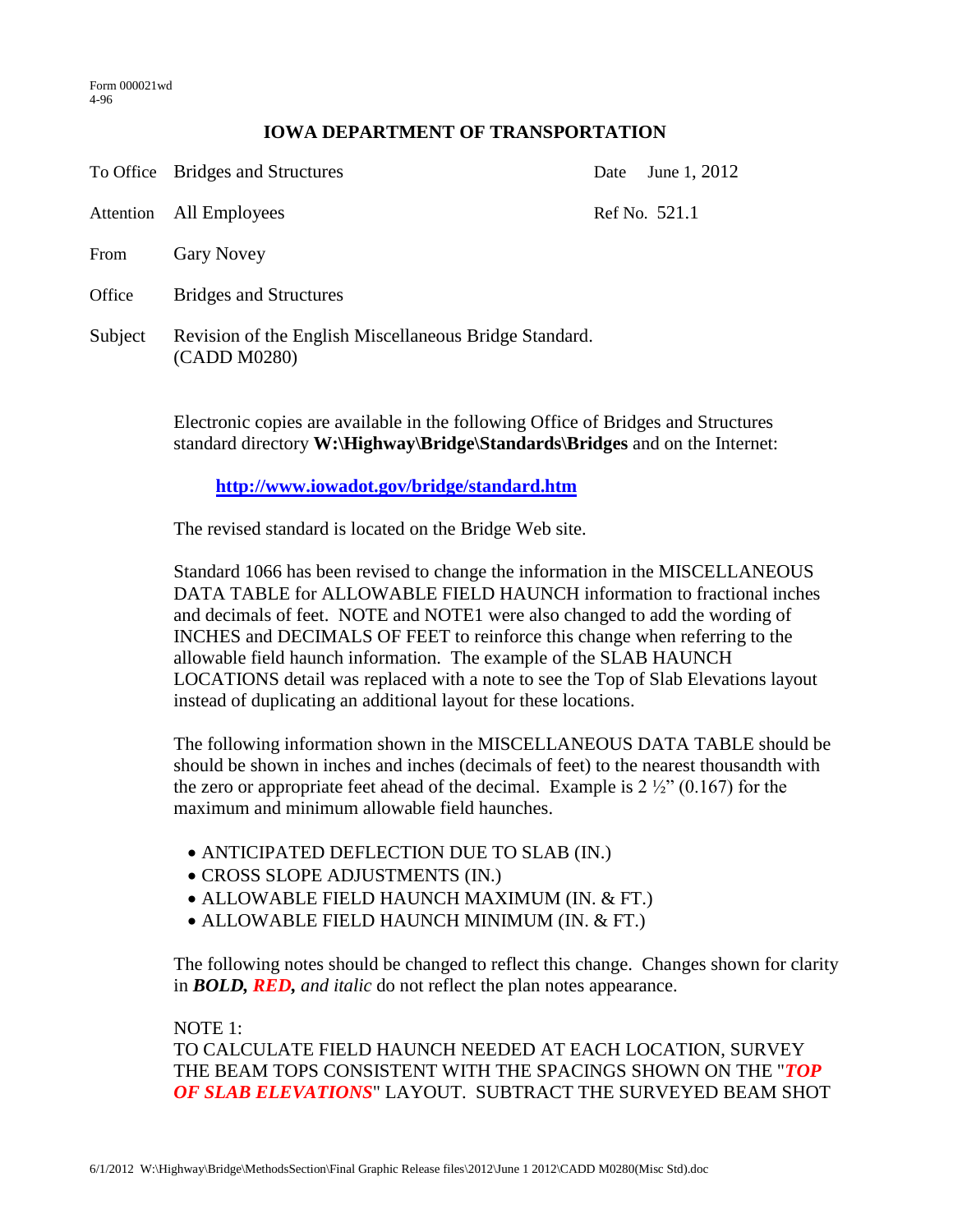Form 000021wd
4-96

# IOWA DEPARTMENT OF TRANSPORTATION

| | | | |
|---|---|---|---|
| To Office | Bridges and Structures | Date | June 1, 2012 |
| Attention | All Employees | Ref No. | 521.1 |
| From | Gary Novey | | |
| Office | Bridges and Structures | | |
| Subject | Revision of the English Miscellaneous Bridge Standard. (CADD M0280) | | |

Electronic copies are available in the following Office of Bridges and Structures standard directory **W:\Highway\Bridge\Standards\Bridges** and on the Internet:

**http://www.iowadot.gov/bridge/standard.htm**

The revised standard is located on the Bridge Web site.

Standard 1066 has been revised to change the information in the MISCELLANEOUS DATA TABLE for ALLOWABLE FIELD HAUNCH information to fractional inches and decimals of feet. NOTE and NOTE1 were also changed to add the wording of INCHES and DECIMALS OF FEET to reinforce this change when referring to the allowable field haunch information. The example of the SLAB HAUNCH LOCATIONS detail was replaced with a note to see the Top of Slab Elevations layout instead of duplicating an additional layout for these locations.

The following information shown in the MISCELLANEOUS DATA TABLE should be should be shown in inches and inches (decimals of feet) to the nearest thousandth with the zero or appropriate feet ahead of the decimal. Example is 2 ½" (0.167) for the maximum and minimum allowable field haunches.

- ANTICIPATED DEFLECTION DUE TO SLAB (IN.)
- CROSS SLOPE ADJUSTMENTS (IN.)
- ALLOWABLE FIELD HAUNCH MAXIMUM (IN. & FT.)
- ALLOWABLE FIELD HAUNCH MINIMUM (IN. & FT.)

The following notes should be changed to reflect this change. Changes shown for clarity in ***BOLD, RED,*** *and italic* do not reflect the plan notes appearance.

NOTE 1:
TO CALCULATE FIELD HAUNCH NEEDED AT EACH LOCATION, SURVEY THE BEAM TOPS CONSISTENT WITH THE SPACINGS SHOWN ON THE "***TOP OF SLAB ELEVATIONS***" LAYOUT. SUBTRACT THE SURVEYED BEAM SHOT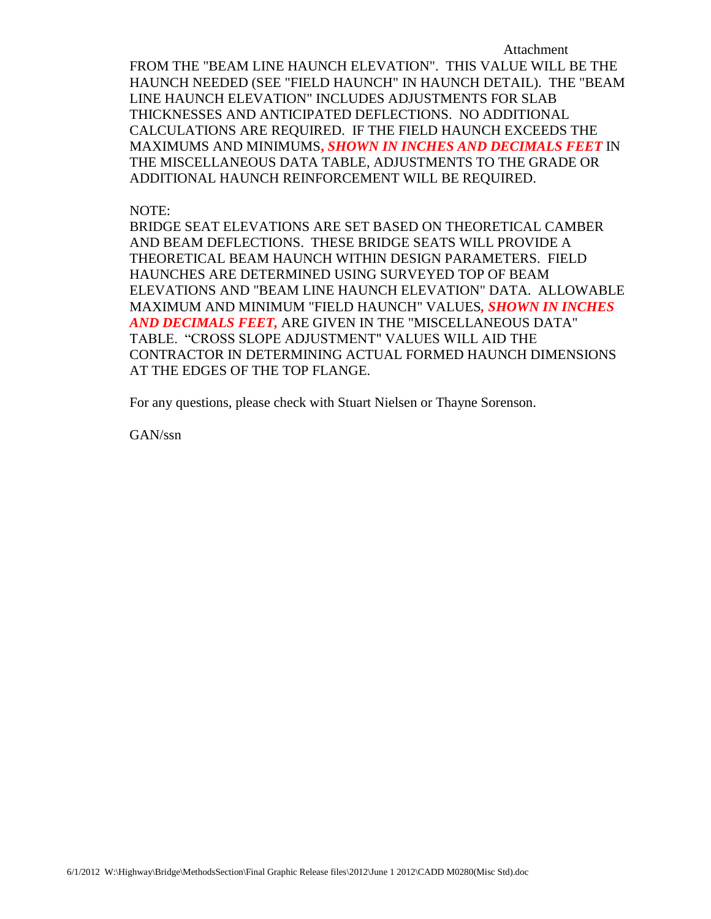Attachment

FROM THE "BEAM LINE HAUNCH ELEVATION". THIS VALUE WILL BE THE HAUNCH NEEDED (SEE "FIELD HAUNCH" IN HAUNCH DETAIL). THE "BEAM LINE HAUNCH ELEVATION" INCLUDES ADJUSTMENTS FOR SLAB THICKNESSES AND ANTICIPATED DEFLECTIONS. NO ADDITIONAL CALCULATIONS ARE REQUIRED. IF THE FIELD HAUNCH EXCEEDS THE MAXIMUMS AND MINIMUMS***, SHOWN IN INCHES AND DECIMALS FEET*** IN THE MISCELLANEOUS DATA TABLE, ADJUSTMENTS TO THE GRADE OR ADDITIONAL HAUNCH REINFORCEMENT WILL BE REQUIRED.

NOTE:
BRIDGE SEAT ELEVATIONS ARE SET BASED ON THEORETICAL CAMBER AND BEAM DEFLECTIONS. THESE BRIDGE SEATS WILL PROVIDE A THEORETICAL BEAM HAUNCH WITHIN DESIGN PARAMETERS. FIELD HAUNCHES ARE DETERMINED USING SURVEYED TOP OF BEAM ELEVATIONS AND "BEAM LINE HAUNCH ELEVATION" DATA. ALLOWABLE MAXIMUM AND MINIMUM "FIELD HAUNCH" VALUES***, SHOWN IN INCHES AND DECIMALS FEET,*** ARE GIVEN IN THE "MISCELLANEOUS DATA" TABLE. "CROSS SLOPE ADJUSTMENT" VALUES WILL AID THE CONTRACTOR IN DETERMINING ACTUAL FORMED HAUNCH DIMENSIONS AT THE EDGES OF THE TOP FLANGE.

For any questions, please check with Stuart Nielsen or Thayne Sorenson.

GAN/ssn

6/1/2012 W:\Highway\Bridge\MethodsSection\Final Graphic Release files\2012\June 1 2012\CADD M0280(Misc Std).doc